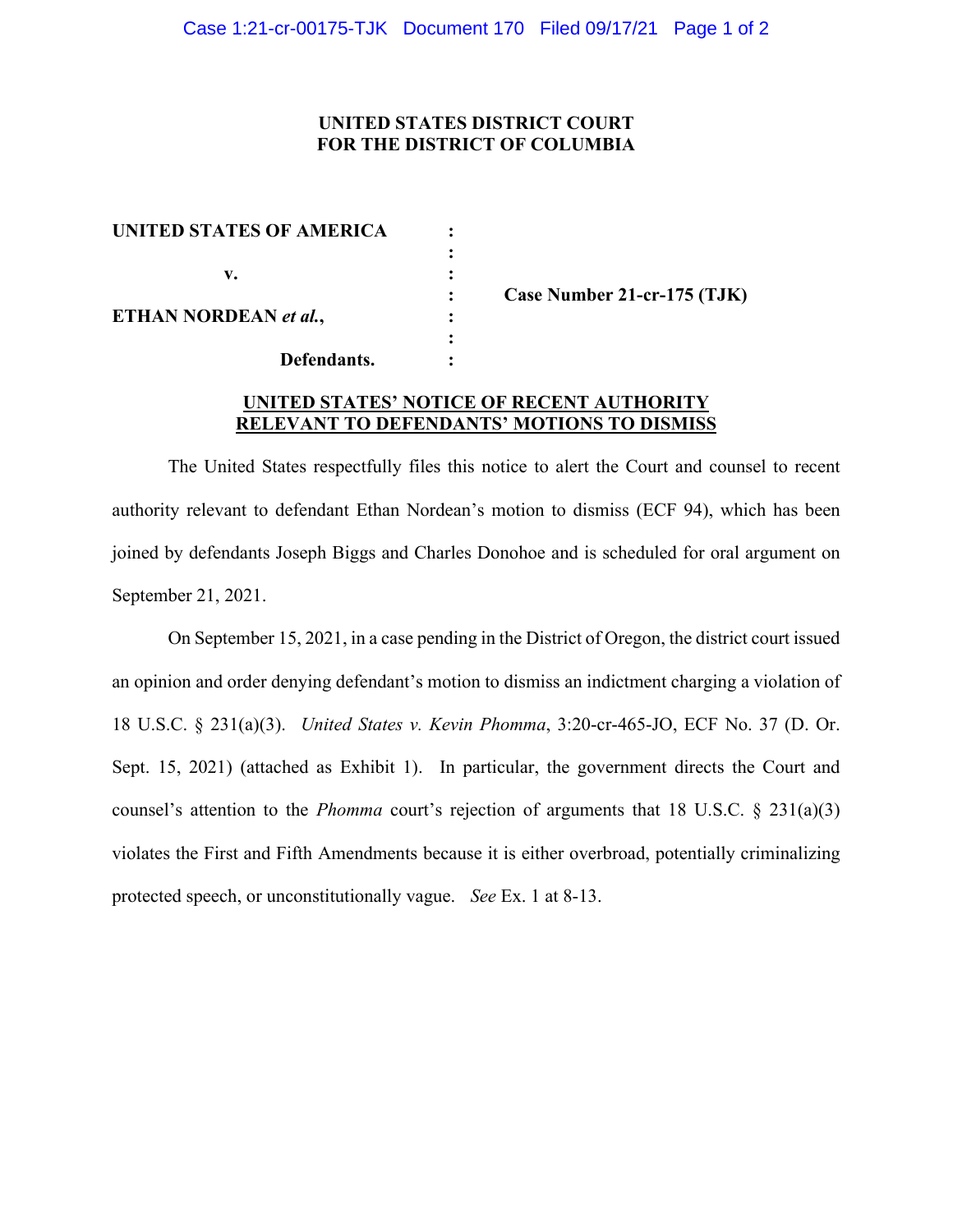**UNITED STATES DISTRICT COURT**
**FOR THE DISTRICT OF COLUMBIA**

| | | |
|---|---|---|
| **UNITED STATES OF AMERICA** | : | |
| | : | |
| **v.** | : | |
| | : | **Case Number 21-cr-175 (TJK)** |
| **ETHAN NORDEAN *et al.*,** | : | |
| | : | |
| **Defendants.** | : | |

## UNITED STATES' NOTICE OF RECENT AUTHORITY RELEVANT TO DEFENDANTS' MOTIONS TO DISMISS

The United States respectfully files this notice to alert the Court and counsel to recent authority relevant to defendant Ethan Nordean's motion to dismiss (ECF 94), which has been joined by defendants Joseph Biggs and Charles Donohoe and is scheduled for oral argument on September 21, 2021.

On September 15, 2021, in a case pending in the District of Oregon, the district court issued an opinion and order denying defendant's motion to dismiss an indictment charging a violation of 18 U.S.C. § 231(a)(3). *United States v. Kevin Phomma*, 3:20-cr-465-JO, ECF No. 37 (D. Or. Sept. 15, 2021) (attached as Exhibit 1). In particular, the government directs the Court and counsel's attention to the *Phomma* court's rejection of arguments that 18 U.S.C. § 231(a)(3) violates the First and Fifth Amendments because it is either overbroad, potentially criminalizing protected speech, or unconstitutionally vague. *See* Ex. 1 at 8-13.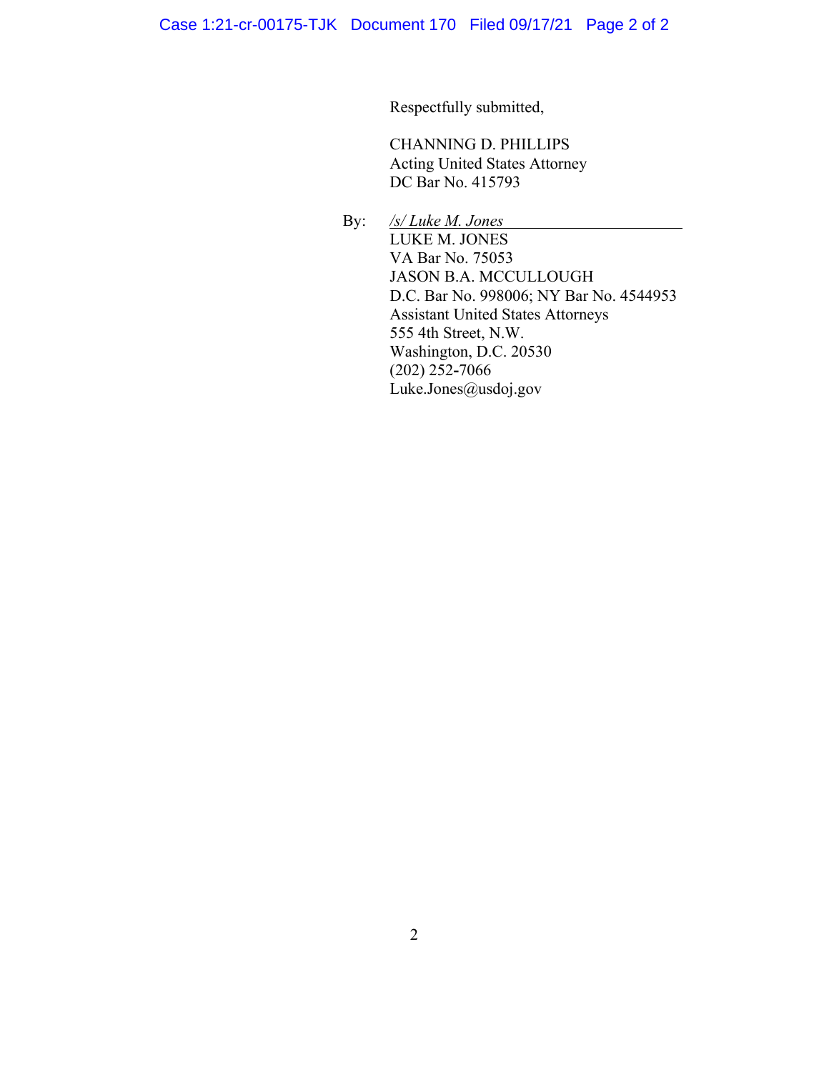Respectfully submitted,

CHANNING D. PHILLIPS
Acting United States Attorney
DC Bar No. 415793

By: */s/ Luke M. Jones*
LUKE M. JONES
VA Bar No. 75053
JASON B.A. MCCULLOUGH
D.C. Bar No. 998006; NY Bar No. 4544953
Assistant United States Attorneys
555 4th Street, N.W.
Washington, D.C. 20530
(202) 252-7066
Luke.Jones@usdoj.gov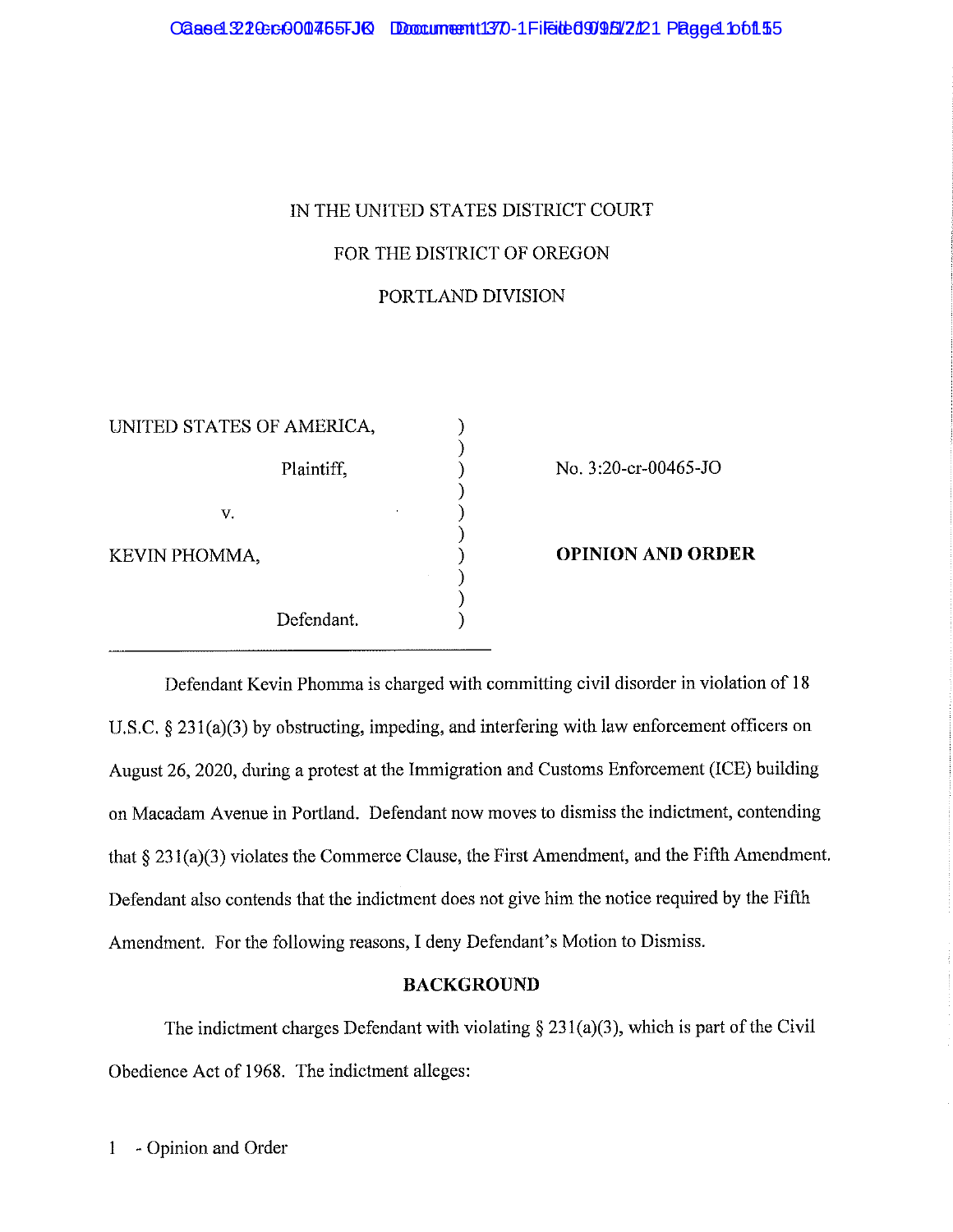IN THE UNITED STATES DISTRICT COURT

FOR THE DISTRICT OF OREGON

PORTLAND DIVISION

| | | |
|---|---|---|
| UNITED STATES OF AMERICA, | ) | |
| Plaintiff, | ) | No. 3:20-cr-00465-JO |
| v. | ) | |
| KEVIN PHOMMA, | ) | **OPINION AND ORDER** |
| Defendant. | ) | |

Defendant Kevin Phomma is charged with committing civil disorder in violation of 18 U.S.C. § 231(a)(3) by obstructing, impeding, and interfering with law enforcement officers on August 26, 2020, during a protest at the Immigration and Customs Enforcement (ICE) building on Macadam Avenue in Portland. Defendant now moves to dismiss the indictment, contending that § 231(a)(3) violates the Commerce Clause, the First Amendment, and the Fifth Amendment. Defendant also contends that the indictment does not give him the notice required by the Fifth Amendment. For the following reasons, I deny Defendant's Motion to Dismiss.

## BACKGROUND

The indictment charges Defendant with violating § 231(a)(3), which is part of the Civil Obedience Act of 1968. The indictment alleges: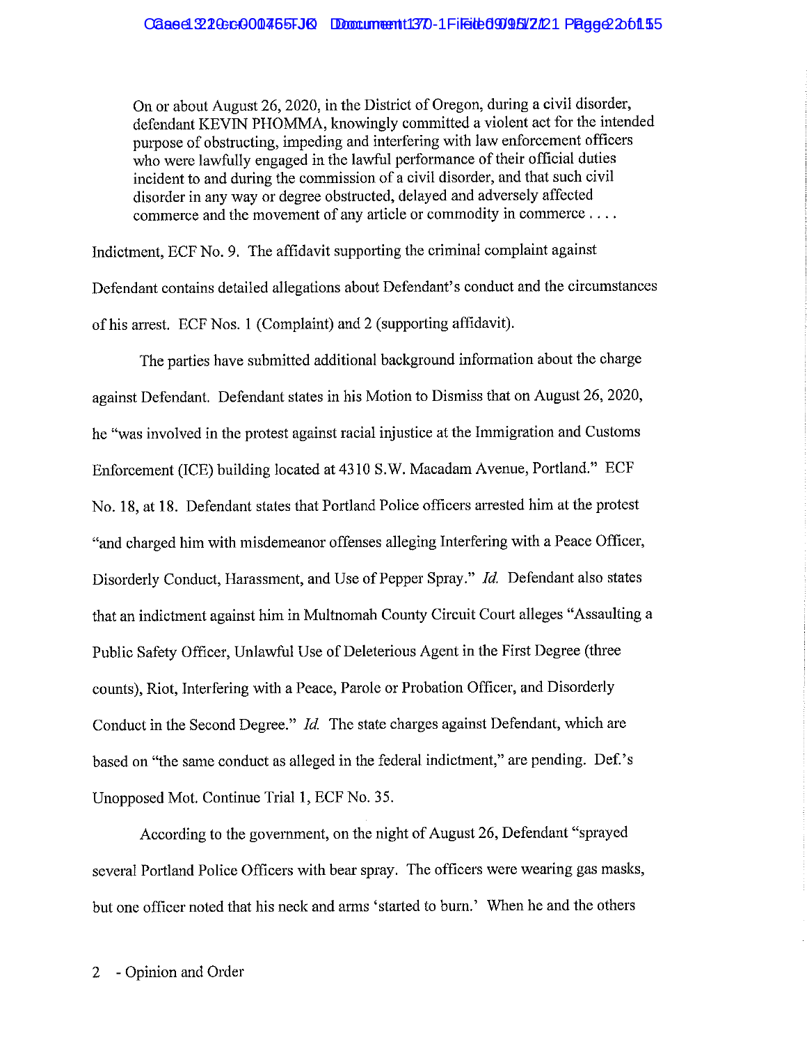> On or about August 26, 2020, in the District of Oregon, during a civil disorder, defendant KEVIN PHOMMA, knowingly committed a violent act for the intended purpose of obstructing, impeding and interfering with law enforcement officers who were lawfully engaged in the lawful performance of their official duties incident to and during the commission of a civil disorder, and that such civil disorder in any way or degree obstructed, delayed and adversely affected commerce and the movement of any article or commodity in commerce . . . .

Indictment, ECF No. 9. The affidavit supporting the criminal complaint against Defendant contains detailed allegations about Defendant's conduct and the circumstances of his arrest. ECF Nos. 1 (Complaint) and 2 (supporting affidavit).

The parties have submitted additional background information about the charge against Defendant. Defendant states in his Motion to Dismiss that on August 26, 2020, he "was involved in the protest against racial injustice at the Immigration and Customs Enforcement (ICE) building located at 4310 S.W. Macadam Avenue, Portland." ECF No. 18, at 18. Defendant states that Portland Police officers arrested him at the protest "and charged him with misdemeanor offenses alleging Interfering with a Peace Officer, Disorderly Conduct, Harassment, and Use of Pepper Spray." *Id.* Defendant also states that an indictment against him in Multnomah County Circuit Court alleges "Assaulting a Public Safety Officer, Unlawful Use of Deleterious Agent in the First Degree (three counts), Riot, Interfering with a Peace, Parole or Probation Officer, and Disorderly Conduct in the Second Degree." *Id.* The state charges against Defendant, which are based on "the same conduct as alleged in the federal indictment," are pending. Def.'s Unopposed Mot. Continue Trial 1, ECF No. 35.

According to the government, on the night of August 26, Defendant "sprayed several Portland Police Officers with bear spray. The officers were wearing gas masks, but one officer noted that his neck and arms 'started to burn.' When he and the others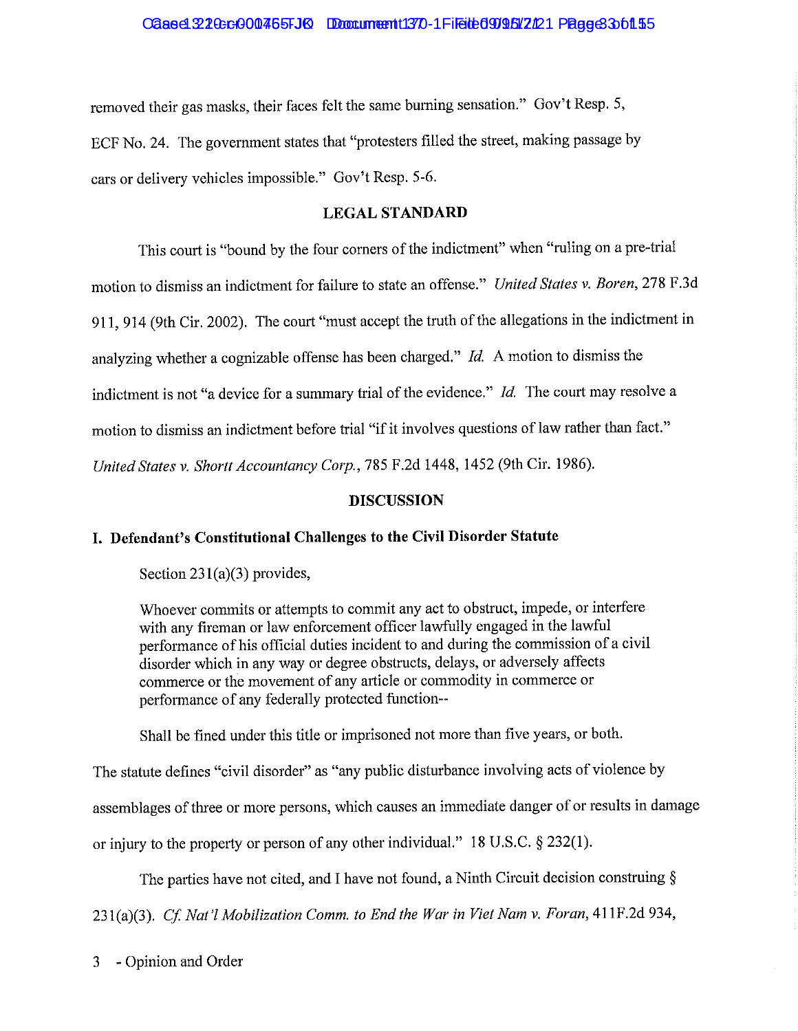removed their gas masks, their faces felt the same burning sensation." Gov't Resp. 5, ECF No. 24. The government states that "protesters filled the street, making passage by cars or delivery vehicles impossible." Gov't Resp. 5-6.

## LEGAL STANDARD

This court is "bound by the four corners of the indictment" when "ruling on a pre-trial motion to dismiss an indictment for failure to state an offense." *United States v. Boren*, 278 F.3d 911, 914 (9th Cir. 2002). The court "must accept the truth of the allegations in the indictment in analyzing whether a cognizable offense has been charged." *Id.* A motion to dismiss the indictment is not "a device for a summary trial of the evidence." *Id.* The court may resolve a motion to dismiss an indictment before trial "if it involves questions of law rather than fact." *United States v. Shortt Accountancy Corp.*, 785 F.2d 1448, 1452 (9th Cir. 1986).

## DISCUSSION

### I. Defendant's Constitutional Challenges to the Civil Disorder Statute

Section 231(a)(3) provides,

> Whoever commits or attempts to commit any act to obstruct, impede, or interfere with any fireman or law enforcement officer lawfully engaged in the lawful performance of his official duties incident to and during the commission of a civil disorder which in any way or degree obstructs, delays, or adversely affects commerce or the movement of any article or commodity in commerce or performance of any federally protected function--
>
> Shall be fined under this title or imprisoned not more than five years, or both.

The statute defines "civil disorder" as "any public disturbance involving acts of violence by assemblages of three or more persons, which causes an immediate danger of or results in damage or injury to the property or person of any other individual." 18 U.S.C. § 232(1).

The parties have not cited, and I have not found, a Ninth Circuit decision construing § 231(a)(3). *Cf. Nat'l Mobilization Comm. to End the War in Viet Nam v. Foran*, 411F.2d 934,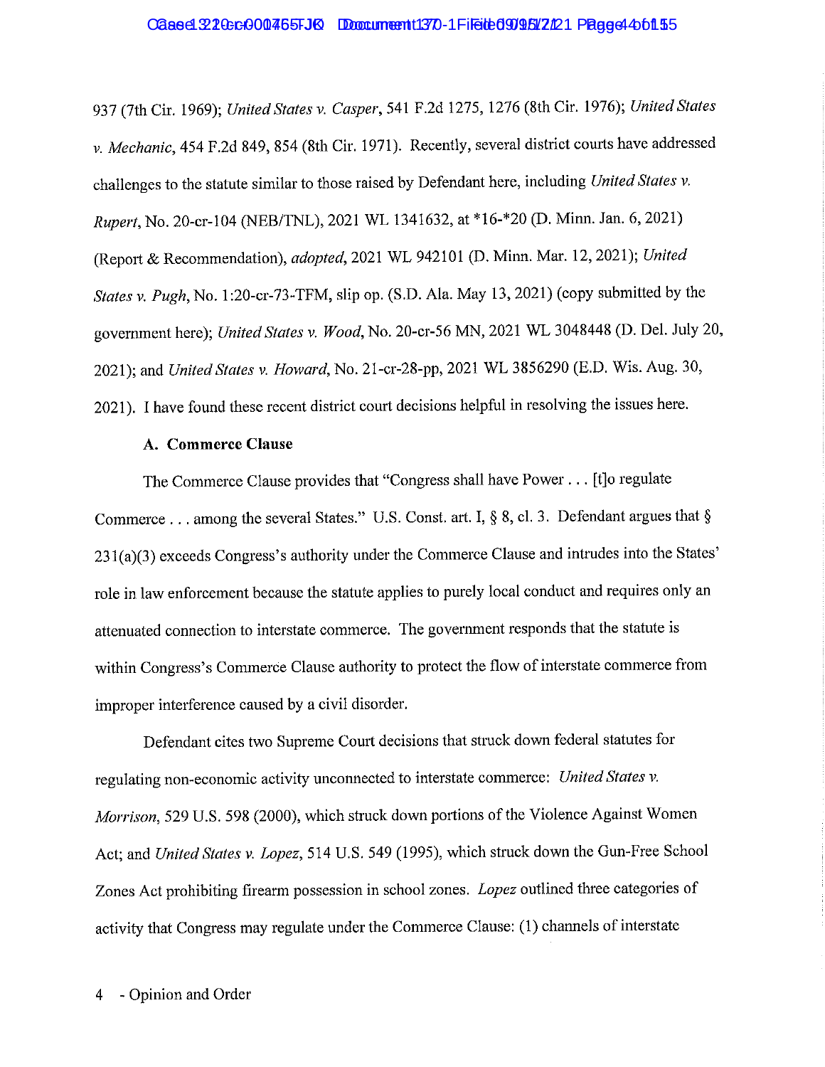937 (7th Cir. 1969); *United States v. Casper*, 541 F.2d 1275, 1276 (8th Cir. 1976); *United States v. Mechanic*, 454 F.2d 849, 854 (8th Cir. 1971). Recently, several district courts have addressed challenges to the statute similar to those raised by Defendant here, including *United States v. Rupert*, No. 20-cr-104 (NEB/TNL), 2021 WL 1341632, at *16-*20 (D. Minn. Jan. 6, 2021) (Report & Recommendation), *adopted*, 2021 WL 942101 (D. Minn. Mar. 12, 2021); *United States v. Pugh*, No. 1:20-cr-73-TFM, slip op. (S.D. Ala. May 13, 2021) (copy submitted by the government here); *United States v. Wood*, No. 20-cr-56 MN, 2021 WL 3048448 (D. Del. July 20, 2021); and *United States v. Howard*, No. 21-cr-28-pp, 2021 WL 3856290 (E.D. Wis. Aug. 30, 2021). I have found these recent district court decisions helpful in resolving the issues here.

**A. Commerce Clause**

The Commerce Clause provides that "Congress shall have Power . . . [t]o regulate Commerce . . . among the several States." U.S. Const. art. I, § 8, cl. 3. Defendant argues that § 231(a)(3) exceeds Congress's authority under the Commerce Clause and intrudes into the States' role in law enforcement because the statute applies to purely local conduct and requires only an attenuated connection to interstate commerce. The government responds that the statute is within Congress's Commerce Clause authority to protect the flow of interstate commerce from improper interference caused by a civil disorder.

Defendant cites two Supreme Court decisions that struck down federal statutes for regulating non-economic activity unconnected to interstate commerce: *United States v. Morrison*, 529 U.S. 598 (2000), which struck down portions of the Violence Against Women Act; and *United States v. Lopez*, 514 U.S. 549 (1995), which struck down the Gun-Free School Zones Act prohibiting firearm possession in school zones. *Lopez* outlined three categories of activity that Congress may regulate under the Commerce Clause: (1) channels of interstate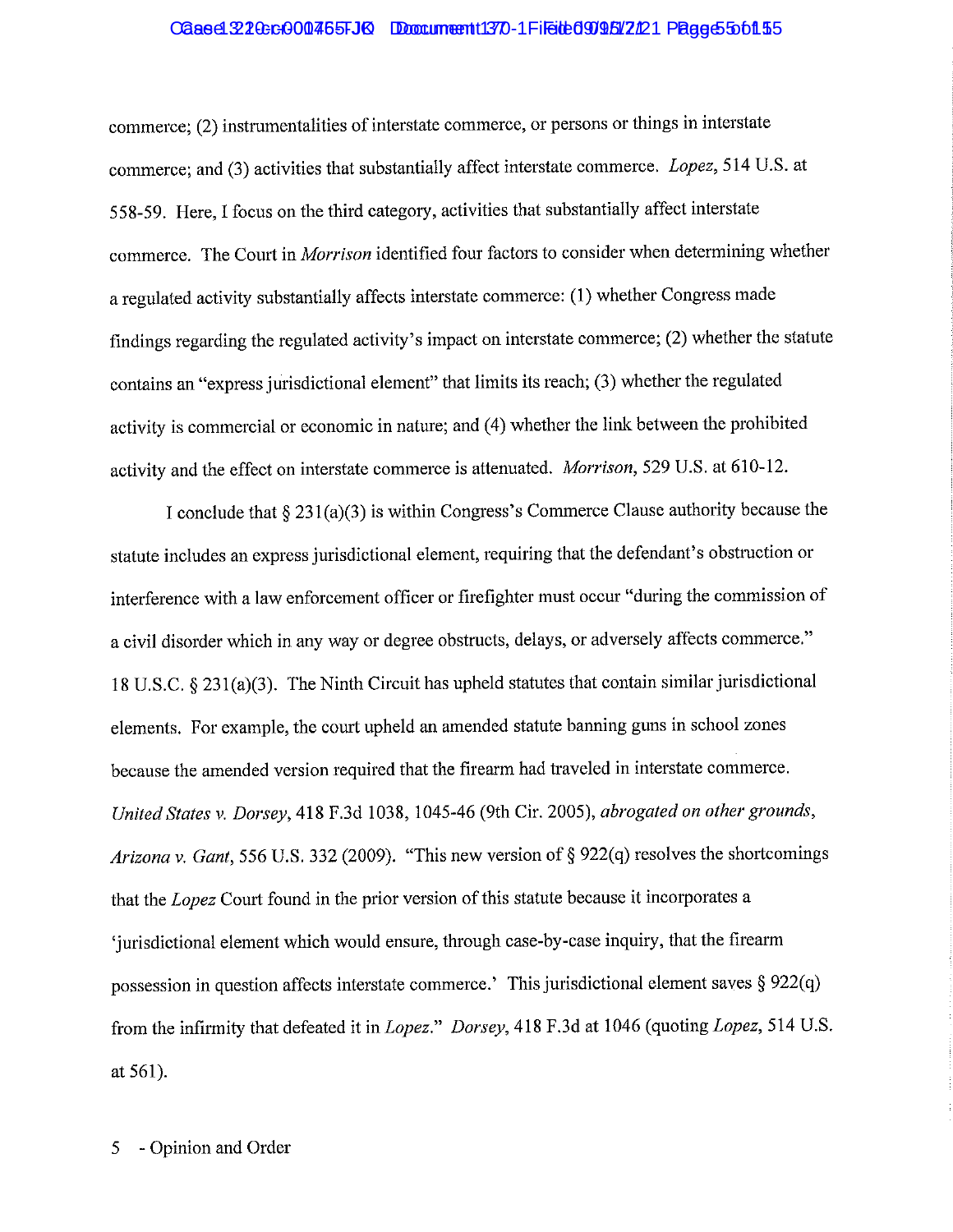commerce; (2) instrumentalities of interstate commerce, or persons or things in interstate commerce; and (3) activities that substantially affect interstate commerce. *Lopez*, 514 U.S. at 558-59. Here, I focus on the third category, activities that substantially affect interstate commerce. The Court in *Morrison* identified four factors to consider when determining whether a regulated activity substantially affects interstate commerce: (1) whether Congress made findings regarding the regulated activity's impact on interstate commerce; (2) whether the statute contains an "express jurisdictional element" that limits its reach; (3) whether the regulated activity is commercial or economic in nature; and (4) whether the link between the prohibited activity and the effect on interstate commerce is attenuated. *Morrison*, 529 U.S. at 610-12.

I conclude that § 231(a)(3) is within Congress's Commerce Clause authority because the statute includes an express jurisdictional element, requiring that the defendant's obstruction or interference with a law enforcement officer or firefighter must occur "during the commission of a civil disorder which in any way or degree obstructs, delays, or adversely affects commerce." 18 U.S.C. § 231(a)(3). The Ninth Circuit has upheld statutes that contain similar jurisdictional elements. For example, the court upheld an amended statute banning guns in school zones because the amended version required that the firearm had traveled in interstate commerce. *United States v. Dorsey*, 418 F.3d 1038, 1045-46 (9th Cir. 2005), *abrogated on other grounds*, *Arizona v. Gant*, 556 U.S. 332 (2009). "This new version of § 922(q) resolves the shortcomings that the *Lopez* Court found in the prior version of this statute because it incorporates a 'jurisdictional element which would ensure, through case-by-case inquiry, that the firearm possession in question affects interstate commerce.' This jurisdictional element saves § 922(q) from the infirmity that defeated it in *Lopez*." *Dorsey*, 418 F.3d at 1046 (quoting *Lopez*, 514 U.S. at 561).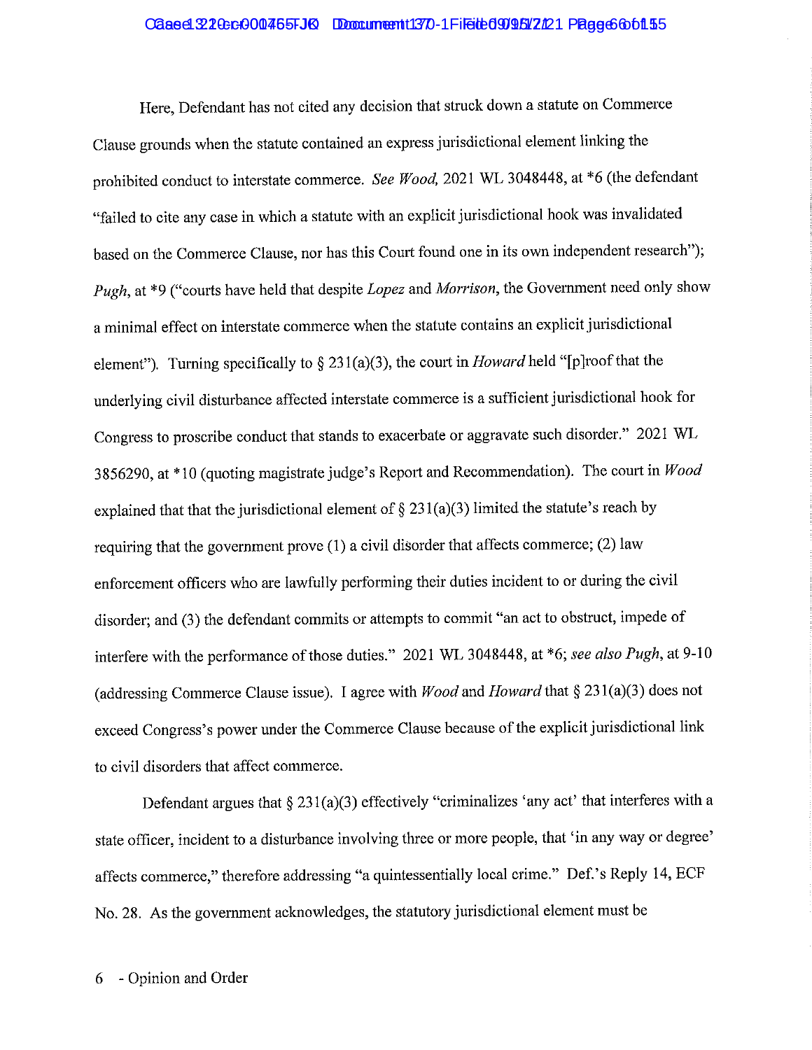Here, Defendant has not cited any decision that struck down a statute on Commerce Clause grounds when the statute contained an express jurisdictional element linking the prohibited conduct to interstate commerce. *See Wood*, 2021 WL 3048448, at *6 (the defendant "failed to cite any case in which a statute with an explicit jurisdictional hook was invalidated based on the Commerce Clause, nor has this Court found one in its own independent research"); *Pugh*, at *9 ("courts have held that despite *Lopez* and *Morrison*, the Government need only show a minimal effect on interstate commerce when the statute contains an explicit jurisdictional element"). Turning specifically to § 231(a)(3), the court in *Howard* held "[p]roof that the underlying civil disturbance affected interstate commerce is a sufficient jurisdictional hook for Congress to proscribe conduct that stands to exacerbate or aggravate such disorder." 2021 WL 3856290, at *10 (quoting magistrate judge's Report and Recommendation). The court in *Wood* explained that that the jurisdictional element of § 231(a)(3) limited the statute's reach by requiring that the government prove (1) a civil disorder that affects commerce; (2) law enforcement officers who are lawfully performing their duties incident to or during the civil disorder; and (3) the defendant commits or attempts to commit "an act to obstruct, impede of interfere with the performance of those duties." 2021 WL 3048448, at *6; *see also Pugh*, at 9-10 (addressing Commerce Clause issue). I agree with *Wood* and *Howard* that § 231(a)(3) does not exceed Congress's power under the Commerce Clause because of the explicit jurisdictional link to civil disorders that affect commerce.

Defendant argues that § 231(a)(3) effectively "criminalizes 'any act' that interferes with a state officer, incident to a disturbance involving three or more people, that 'in any way or degree' affects commerce," therefore addressing "a quintessentially local crime." Def.'s Reply 14, ECF No. 28. As the government acknowledges, the statutory jurisdictional element must be

6 - Opinion and Order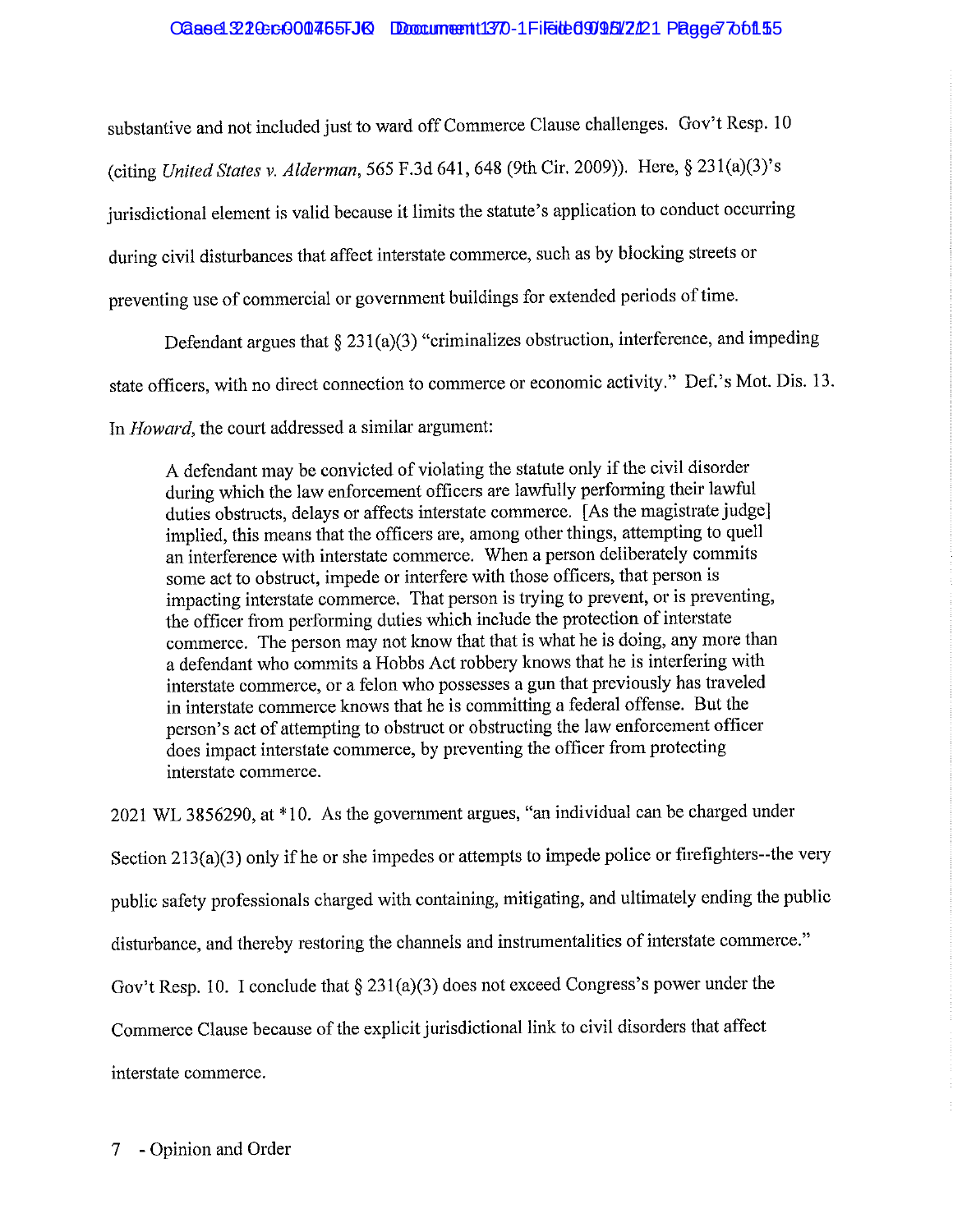substantive and not included just to ward off Commerce Clause challenges. Gov't Resp. 10 (citing *United States v. Alderman*, 565 F.3d 641, 648 (9th Cir. 2009)). Here, § 231(a)(3)'s jurisdictional element is valid because it limits the statute's application to conduct occurring during civil disturbances that affect interstate commerce, such as by blocking streets or preventing use of commercial or government buildings for extended periods of time.

Defendant argues that § 231(a)(3) "criminalizes obstruction, interference, and impeding state officers, with no direct connection to commerce or economic activity." Def.'s Mot. Dis. 13. In *Howard*, the court addressed a similar argument:

> A defendant may be convicted of violating the statute only if the civil disorder during which the law enforcement officers are lawfully performing their lawful duties obstructs, delays or affects interstate commerce. [As the magistrate judge] implied, this means that the officers are, among other things, attempting to quell an interference with interstate commerce. When a person deliberately commits some act to obstruct, impede or interfere with those officers, that person is impacting interstate commerce. That person is trying to prevent, or is preventing, the officer from performing duties which include the protection of interstate commerce. The person may not know that that is what he is doing, any more than a defendant who commits a Hobbs Act robbery knows that he is interfering with interstate commerce, or a felon who possesses a gun that previously has traveled in interstate commerce knows that he is committing a federal offense. But the person's act of attempting to obstruct or obstructing the law enforcement officer does impact interstate commerce, by preventing the officer from protecting interstate commerce.

2021 WL 3856290, at *10. As the government argues, "an individual can be charged under Section 213(a)(3) only if he or she impedes or attempts to impede police or firefighters--the very public safety professionals charged with containing, mitigating, and ultimately ending the public disturbance, and thereby restoring the channels and instrumentalities of interstate commerce." Gov't Resp. 10. I conclude that § 231(a)(3) does not exceed Congress's power under the Commerce Clause because of the explicit jurisdictional link to civil disorders that affect interstate commerce.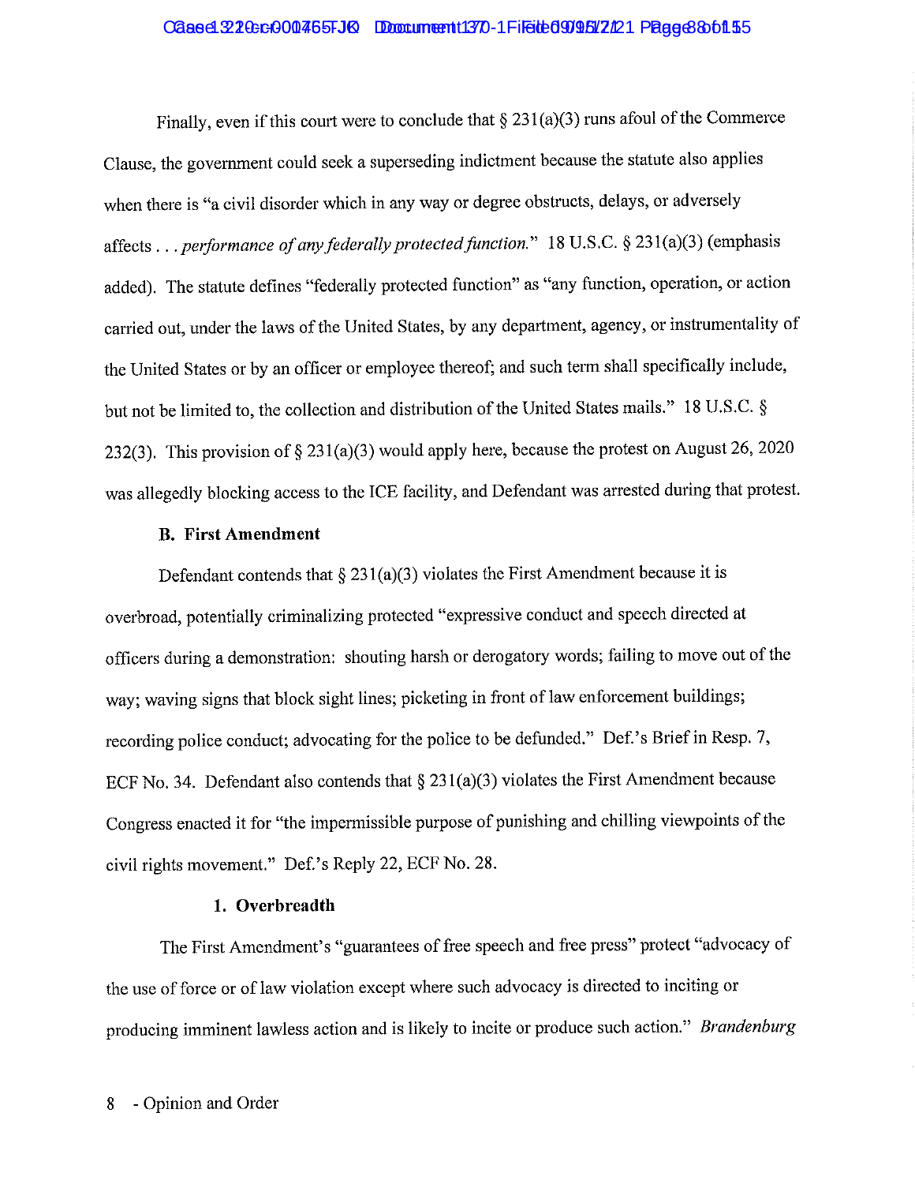Finally, even if this court were to conclude that § 231(a)(3) runs afoul of the Commerce Clause, the government could seek a superseding indictment because the statute also applies when there is "a civil disorder which in any way or degree obstructs, delays, or adversely affects . . . *performance of any federally protected function.*" 18 U.S.C. § 231(a)(3) (emphasis added). The statute defines "federally protected function" as "any function, operation, or action carried out, under the laws of the United States, by any department, agency, or instrumentality of the United States or by an officer or employee thereof; and such term shall specifically include, but not be limited to, the collection and distribution of the United States mails." 18 U.S.C. § 232(3). This provision of § 231(a)(3) would apply here, because the protest on August 26, 2020 was allegedly blocking access to the ICE facility, and Defendant was arrested during that protest.

### B. First Amendment

Defendant contends that § 231(a)(3) violates the First Amendment because it is overbroad, potentially criminalizing protected "expressive conduct and speech directed at officers during a demonstration: shouting harsh or derogatory words; failing to move out of the way; waving signs that block sight lines; picketing in front of law enforcement buildings; recording police conduct; advocating for the police to be defunded." Def.'s Brief in Resp. 7, ECF No. 34. Defendant also contends that § 231(a)(3) violates the First Amendment because Congress enacted it for "the impermissible purpose of punishing and chilling viewpoints of the civil rights movement." Def.'s Reply 22, ECF No. 28.

#### 1. Overbreadth

The First Amendment's "guarantees of free speech and free press" protect "advocacy of the use of force or of law violation except where such advocacy is directed to inciting or producing imminent lawless action and is likely to incite or produce such action." *Brandenburg*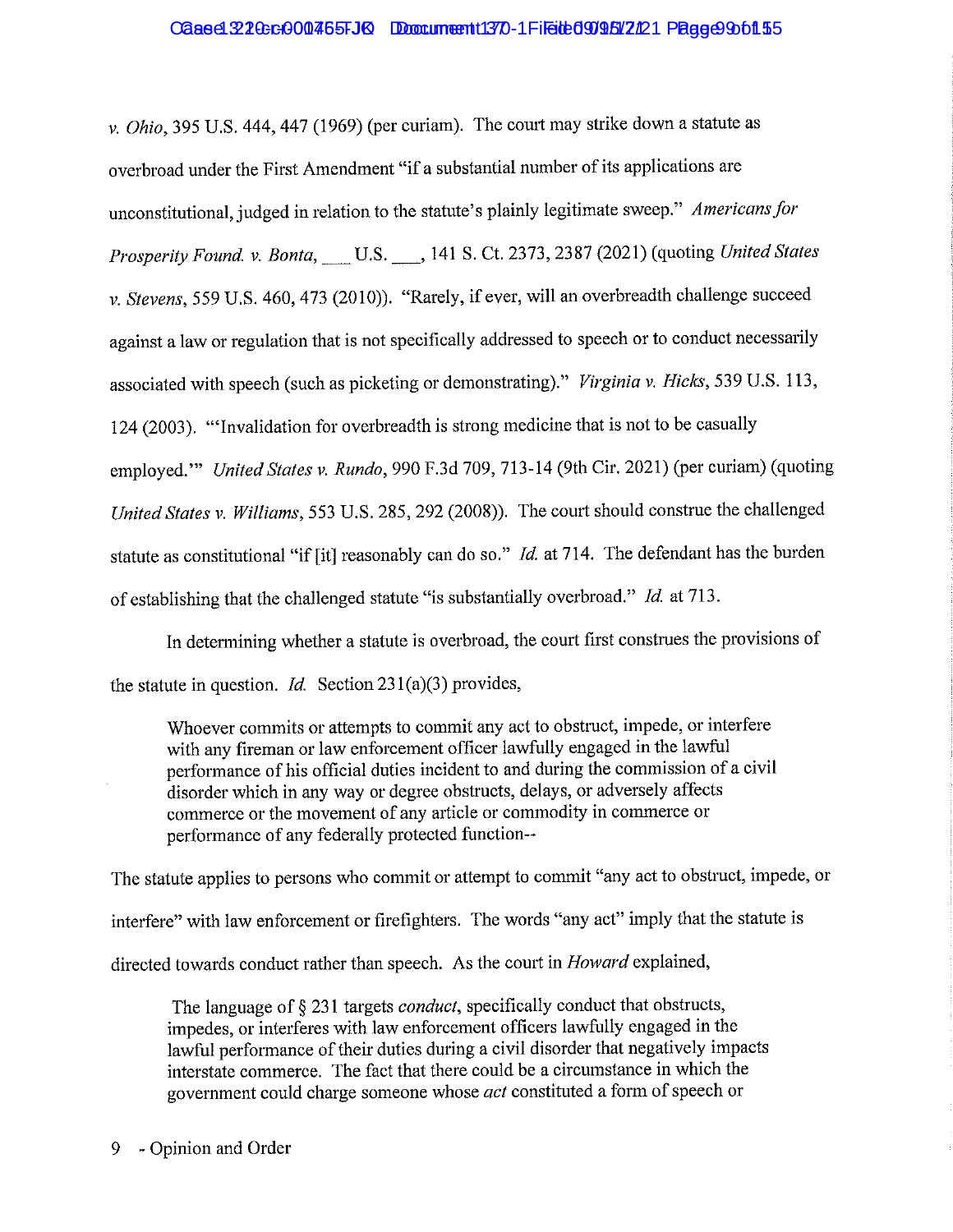*v. Ohio*, 395 U.S. 444, 447 (1969) (per curiam). The court may strike down a statute as overbroad under the First Amendment "if a substantial number of its applications are unconstitutional, judged in relation to the statute's plainly legitimate sweep." *Americans for Prosperity Found. v. Bonta*, ___ U.S. ___, 141 S. Ct. 2373, 2387 (2021) (quoting *United States v. Stevens*, 559 U.S. 460, 473 (2010)). "Rarely, if ever, will an overbreadth challenge succeed against a law or regulation that is not specifically addressed to speech or to conduct necessarily associated with speech (such as picketing or demonstrating)." *Virginia v. Hicks*, 539 U.S. 113, 124 (2003). "'Invalidation for overbreadth is strong medicine that is not to be casually employed.'" *United States v. Rundo*, 990 F.3d 709, 713-14 (9th Cir. 2021) (per curiam) (quoting *United States v. Williams*, 553 U.S. 285, 292 (2008)). The court should construe the challenged statute as constitutional "if [it] reasonably can do so." *Id.* at 714. The defendant has the burden of establishing that the challenged statute "is substantially overbroad." *Id.* at 713.

In determining whether a statute is overbroad, the court first construes the provisions of the statute in question. *Id.* Section 231(a)(3) provides,

> Whoever commits or attempts to commit any act to obstruct, impede, or interfere with any fireman or law enforcement officer lawfully engaged in the lawful performance of his official duties incident to and during the commission of a civil disorder which in any way or degree obstructs, delays, or adversely affects commerce or the movement of any article or commodity in commerce or performance of any federally protected function--

The statute applies to persons who commit or attempt to commit "any act to obstruct, impede, or interfere" with law enforcement or firefighters. The words "any act" imply that the statute is directed towards conduct rather than speech. As the court in *Howard* explained,

> The language of § 231 targets *conduct*, specifically conduct that obstructs, impedes, or interferes with law enforcement officers lawfully engaged in the lawful performance of their duties during a civil disorder that negatively impacts interstate commerce. The fact that there could be a circumstance in which the government could charge someone whose *act* constituted a form of speech or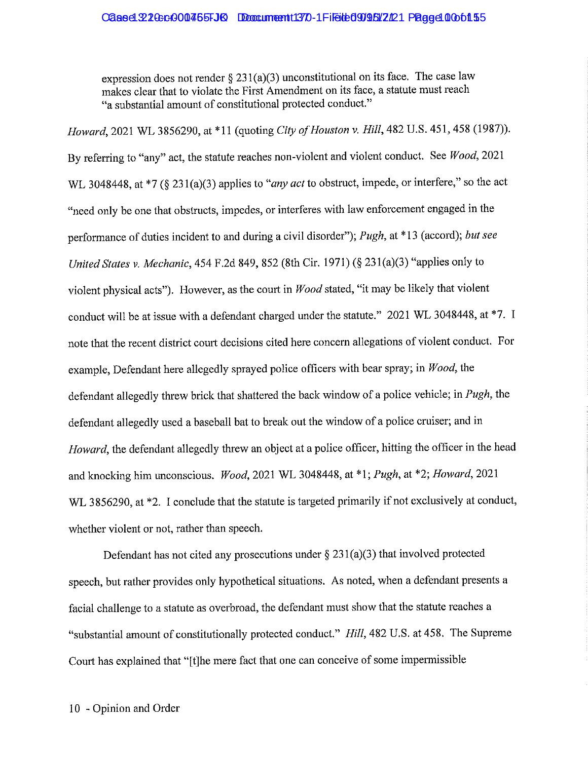expression does not render § 231(a)(3) unconstitutional on its face. The case law makes clear that to violate the First Amendment on its face, a statute must reach "a substantial amount of constitutional protected conduct."

*Howard*, 2021 WL 3856290, at *11 (quoting *City of Houston v. Hill*, 482 U.S. 451, 458 (1987)). By referring to "any" act, the statute reaches non-violent and violent conduct. See *Wood*, 2021 WL 3048448, at *7 (§ 231(a)(3) applies to "*any act* to obstruct, impede, or interfere," so the act "need only be one that obstructs, impedes, or interferes with law enforcement engaged in the performance of duties incident to and during a civil disorder"); *Pugh*, at *13 (accord); *but see United States v. Mechanic*, 454 F.2d 849, 852 (8th Cir. 1971) (§ 231(a)(3) "applies only to violent physical acts"). However, as the court in *Wood* stated, "it may be likely that violent conduct will be at issue with a defendant charged under the statute." 2021 WL 3048448, at *7. I note that the recent district court decisions cited here concern allegations of violent conduct. For example, Defendant here allegedly sprayed police officers with bear spray; in *Wood*, the defendant allegedly threw brick that shattered the back window of a police vehicle; in *Pugh*, the defendant allegedly used a baseball bat to break out the window of a police cruiser; and in *Howard*, the defendant allegedly threw an object at a police officer, hitting the officer in the head and knocking him unconscious. *Wood*, 2021 WL 3048448, at *1; *Pugh*, at *2; *Howard*, 2021 WL 3856290, at *2. I conclude that the statute is targeted primarily if not exclusively at conduct, whether violent or not, rather than speech.

Defendant has not cited any prosecutions under § 231(a)(3) that involved protected speech, but rather provides only hypothetical situations. As noted, when a defendant presents a facial challenge to a statute as overbroad, the defendant must show that the statute reaches a "substantial amount of constitutionally protected conduct." *Hill*, 482 U.S. at 458. The Supreme Court has explained that "[t]he mere fact that one can conceive of some impermissible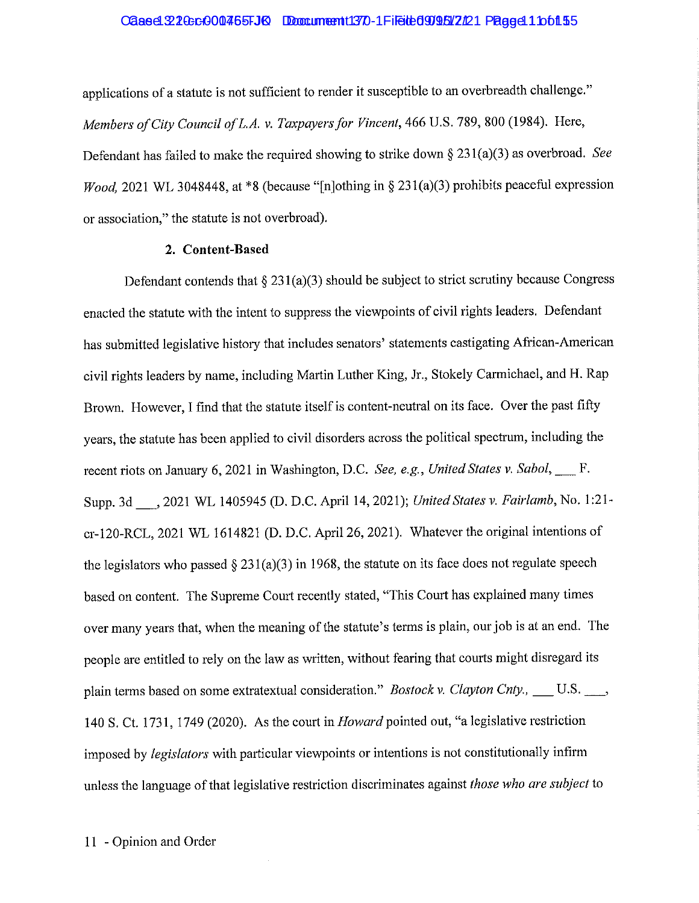applications of a statute is not sufficient to render it susceptible to an overbreadth challenge." *Members of City Council of L.A. v. Taxpayers for Vincent*, 466 U.S. 789, 800 (1984). Here, Defendant has failed to make the required showing to strike down § 231(a)(3) as overbroad. *See Wood,* 2021 WL 3048448, at *8 (because "[n]othing in § 231(a)(3) prohibits peaceful expression or association," the statute is not overbroad).

### 2. Content-Based

Defendant contends that § 231(a)(3) should be subject to strict scrutiny because Congress enacted the statute with the intent to suppress the viewpoints of civil rights leaders. Defendant has submitted legislative history that includes senators' statements castigating African-American civil rights leaders by name, including Martin Luther King, Jr., Stokely Carmichael, and H. Rap Brown. However, I find that the statute itself is content-neutral on its face. Over the past fifty years, the statute has been applied to civil disorders across the political spectrum, including the recent riots on January 6, 2021 in Washington, D.C. *See, e.g., United States v. Sabol*, ___ F. Supp. 3d ___, 2021 WL 1405945 (D. D.C. April 14, 2021); *United States v. Fairlamb*, No. 1:21-cr-120-RCL, 2021 WL 1614821 (D. D.C. April 26, 2021). Whatever the original intentions of the legislators who passed § 231(a)(3) in 1968, the statute on its face does not regulate speech based on content. The Supreme Court recently stated, "This Court has explained many times over many years that, when the meaning of the statute's terms is plain, our job is at an end. The people are entitled to rely on the law as written, without fearing that courts might disregard its plain terms based on some extratextual consideration." *Bostock v. Clayton Cnty.*, ___ U.S. ___, 140 S. Ct. 1731, 1749 (2020). As the court in *Howard* pointed out, "a legislative restriction imposed by *legislators* with particular viewpoints or intentions is not constitutionally infirm unless the language of that legislative restriction discriminates against *those who are subject* to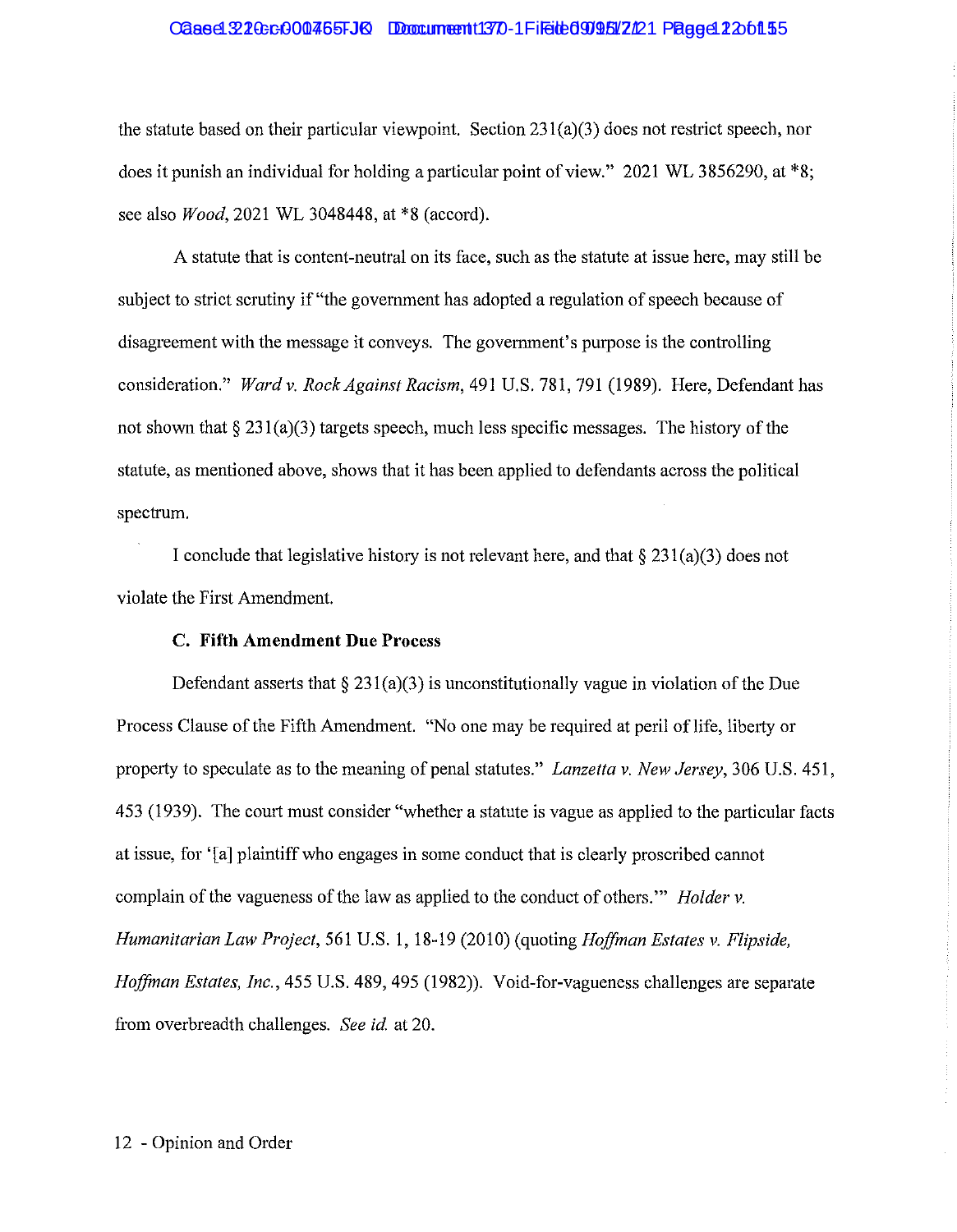the statute based on their particular viewpoint. Section 231(a)(3) does not restrict speech, nor does it punish an individual for holding a particular point of view." 2021 WL 3856290, at *8; see also *Wood*, 2021 WL 3048448, at *8 (accord).

A statute that is content-neutral on its face, such as the statute at issue here, may still be subject to strict scrutiny if "the government has adopted a regulation of speech because of disagreement with the message it conveys. The government's purpose is the controlling consideration." *Ward v. Rock Against Racism*, 491 U.S. 781, 791 (1989). Here, Defendant has not shown that § 231(a)(3) targets speech, much less specific messages. The history of the statute, as mentioned above, shows that it has been applied to defendants across the political spectrum.

I conclude that legislative history is not relevant here, and that § 231(a)(3) does not violate the First Amendment.

### C. Fifth Amendment Due Process

Defendant asserts that § 231(a)(3) is unconstitutionally vague in violation of the Due Process Clause of the Fifth Amendment. "No one may be required at peril of life, liberty or property to speculate as to the meaning of penal statutes." *Lanzetta v. New Jersey*, 306 U.S. 451, 453 (1939). The court must consider "whether a statute is vague as applied to the particular facts at issue, for '[a] plaintiff who engages in some conduct that is clearly proscribed cannot complain of the vagueness of the law as applied to the conduct of others.'" *Holder v. Humanitarian Law Project*, 561 U.S. 1, 18-19 (2010) (quoting *Hoffman Estates v. Flipside, Hoffman Estates, Inc.*, 455 U.S. 489, 495 (1982)). Void-for-vagueness challenges are separate from overbreadth challenges. *See id.* at 20.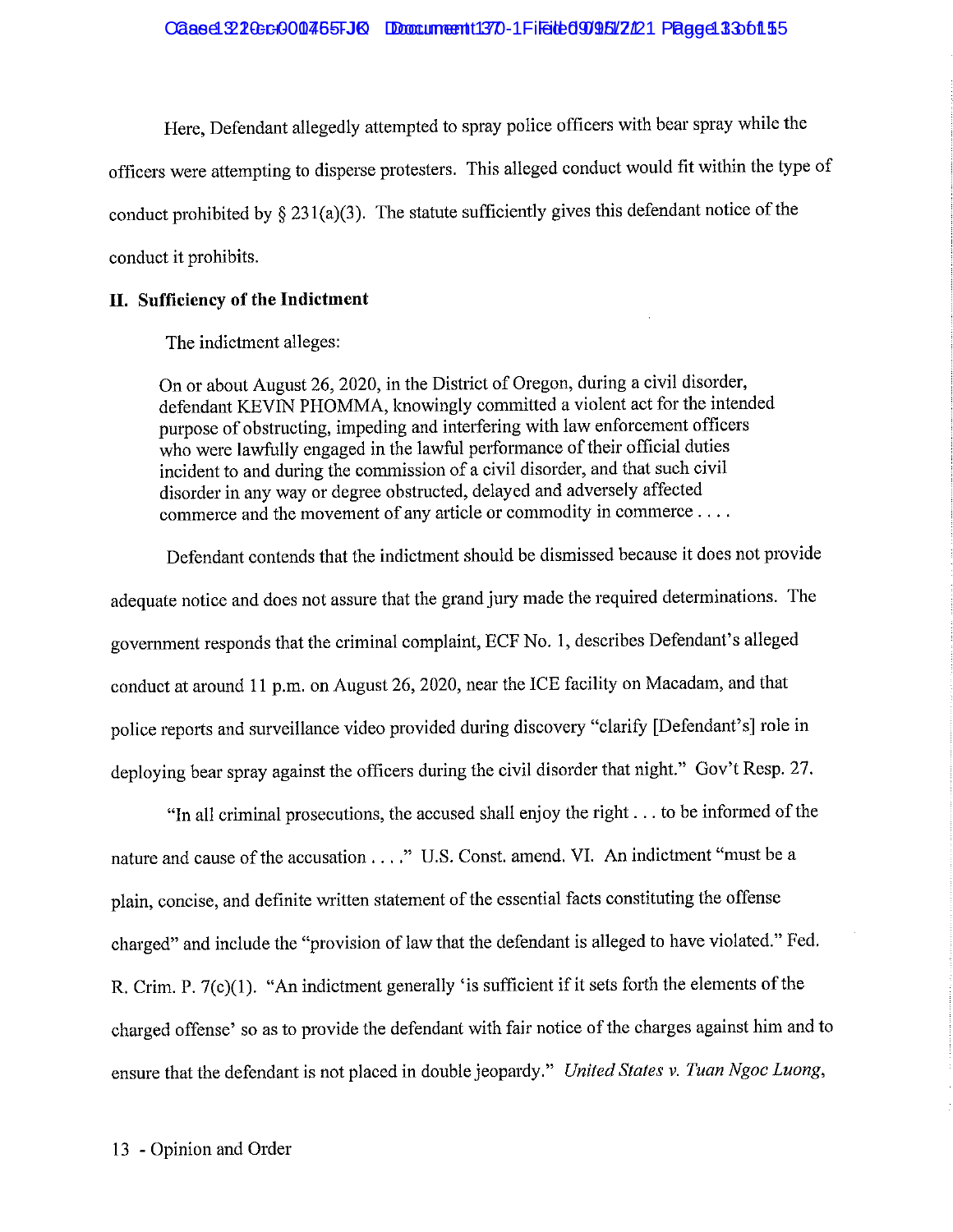Here, Defendant allegedly attempted to spray police officers with bear spray while the officers were attempting to disperse protesters. This alleged conduct would fit within the type of conduct prohibited by § 231(a)(3). The statute sufficiently gives this defendant notice of the conduct it prohibits.

## II. Sufficiency of the Indictment

The indictment alleges:

> On or about August 26, 2020, in the District of Oregon, during a civil disorder, defendant KEVIN PHOMMA, knowingly committed a violent act for the intended purpose of obstructing, impeding and interfering with law enforcement officers who were lawfully engaged in the lawful performance of their official duties incident to and during the commission of a civil disorder, and that such civil disorder in any way or degree obstructed, delayed and adversely affected commerce and the movement of any article or commodity in commerce . . . .

Defendant contends that the indictment should be dismissed because it does not provide adequate notice and does not assure that the grand jury made the required determinations. The government responds that the criminal complaint, ECF No. 1, describes Defendant's alleged conduct at around 11 p.m. on August 26, 2020, near the ICE facility on Macadam, and that police reports and surveillance video provided during discovery "clarify [Defendant's] role in deploying bear spray against the officers during the civil disorder that night." Gov't Resp. 27.

"In all criminal prosecutions, the accused shall enjoy the right . . . to be informed of the nature and cause of the accusation . . . ." U.S. Const. amend. VI. An indictment "must be a plain, concise, and definite written statement of the essential facts constituting the offense charged" and include the "provision of law that the defendant is alleged to have violated." Fed. R. Crim. P. 7(c)(1). "An indictment generally 'is sufficient if it sets forth the elements of the charged offense' so as to provide the defendant with fair notice of the charges against him and to ensure that the defendant is not placed in double jeopardy." *United States v. Tuan Ngoc Luong*,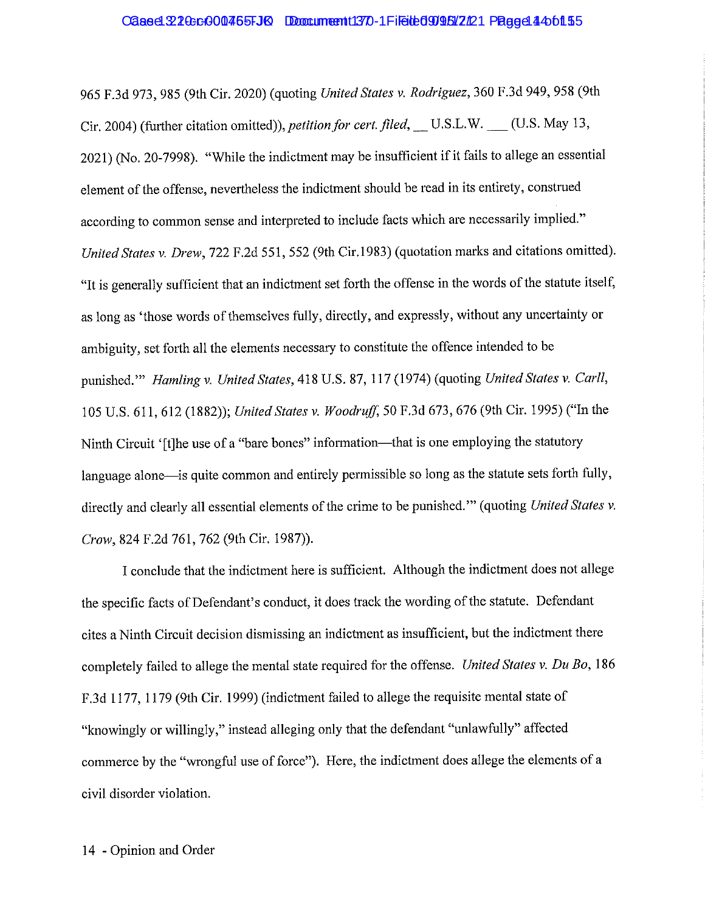965 F.3d 973, 985 (9th Cir. 2020) (quoting *United States v. Rodriguez*, 360 F.3d 949, 958 (9th Cir. 2004) (further citation omitted)), *petition for cert. filed*, __ U.S.L.W. ___ (U.S. May 13, 2021) (No. 20-7998). "While the indictment may be insufficient if it fails to allege an essential element of the offense, nevertheless the indictment should be read in its entirety, construed according to common sense and interpreted to include facts which are necessarily implied." *United States v. Drew*, 722 F.2d 551, 552 (9th Cir.1983) (quotation marks and citations omitted). "It is generally sufficient that an indictment set forth the offense in the words of the statute itself, as long as 'those words of themselves fully, directly, and expressly, without any uncertainty or ambiguity, set forth all the elements necessary to constitute the offence intended to be punished.'" *Hamling v. United States*, 418 U.S. 87, 117 (1974) (quoting *United States v. Carll*, 105 U.S. 611, 612 (1882)); *United States v. Woodruff*, 50 F.3d 673, 676 (9th Cir. 1995) ("In the Ninth Circuit '[t]he use of a "bare bones" information—that is one employing the statutory language alone—is quite common and entirely permissible so long as the statute sets forth fully, directly and clearly all essential elements of the crime to be punished.'" (quoting *United States v. Crow*, 824 F.2d 761, 762 (9th Cir. 1987)).

I conclude that the indictment here is sufficient. Although the indictment does not allege the specific facts of Defendant's conduct, it does track the wording of the statute. Defendant cites a Ninth Circuit decision dismissing an indictment as insufficient, but the indictment there completely failed to allege the mental state required for the offense. *United States v. Du Bo*, 186 F.3d 1177, 1179 (9th Cir. 1999) (indictment failed to allege the requisite mental state of "knowingly or willingly," instead alleging only that the defendant "unlawfully" affected commerce by the "wrongful use of force"). Here, the indictment does allege the elements of a civil disorder violation.

14 - Opinion and Order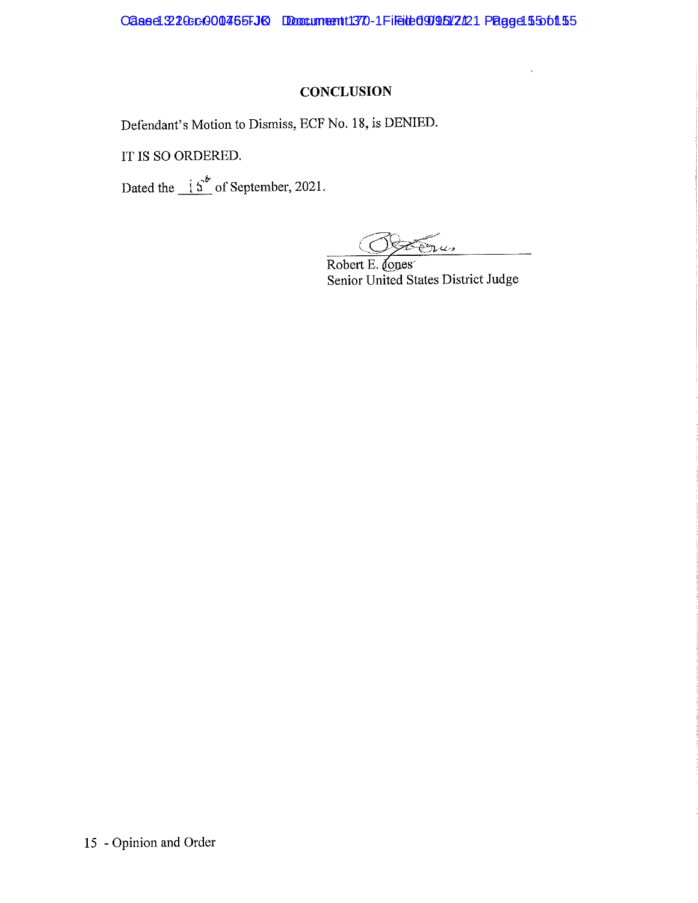## CONCLUSION

Defendant's Motion to Dismiss, ECF No. 18, is DENIED.

IT IS SO ORDERED.

Dated the 15th of September, 2021.

Robert E. Jones
Senior United States District Judge